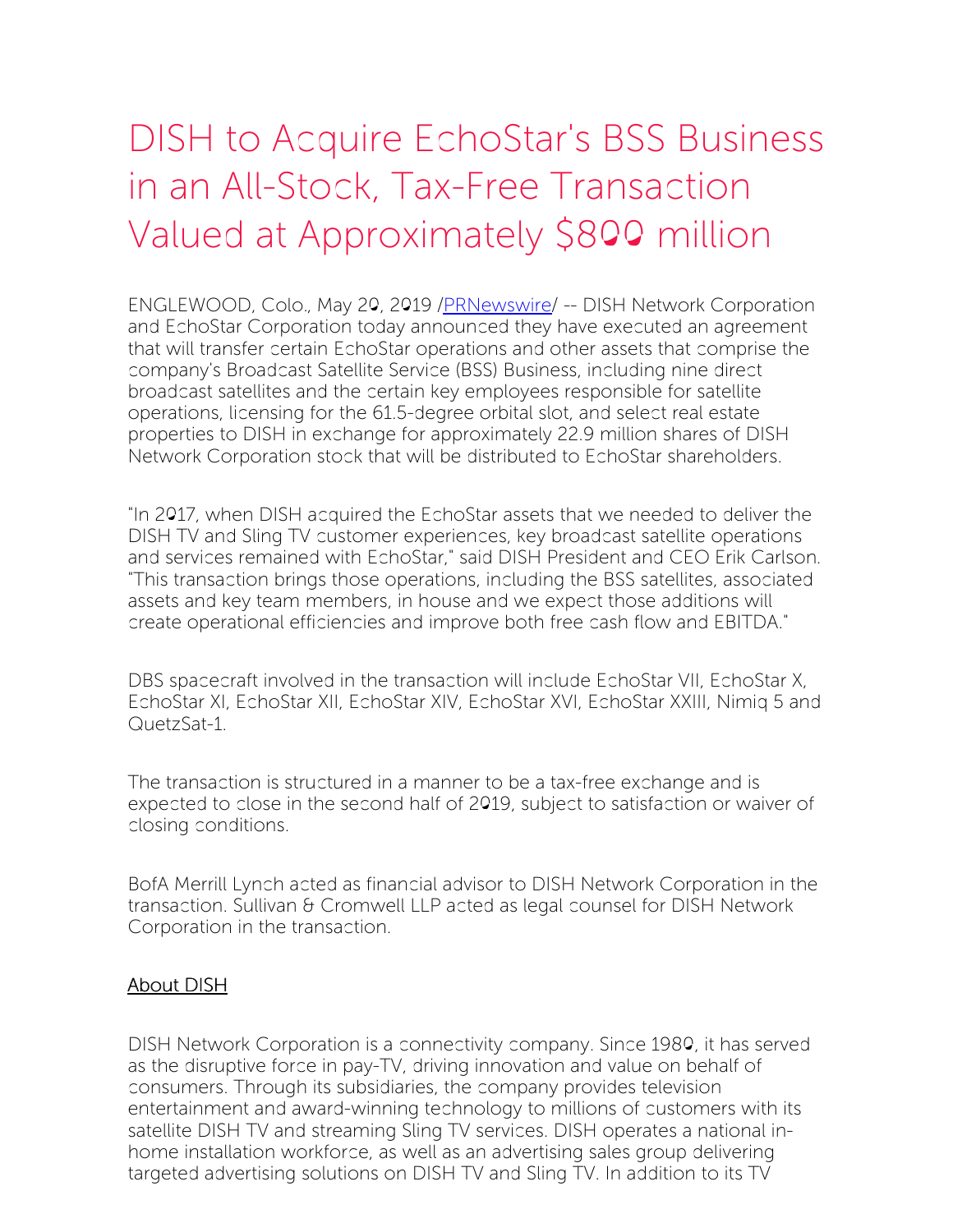# DISH to Acquire EchoStar's BSS Business in an All-Stock, Tax-Free Transaction Valued at Approximately $800 million

ENGLEWOOD, Colo., May 20, 2019 /[PRNewswire](http://www.prnewswire.com/)/ -- DISH Network Corporation and EchoStar Corporation today announced they have executed an agreement that will transfer certain EchoStar operations and other assets that comprise the company's Broadcast Satellite Service (BSS) Business, including nine direct broadcast satellites and the certain key employees responsible for satellite operations, licensing for the 61.5-degree orbital slot, and select real estate properties to DISH in exchange for approximately 22.9 million shares of DISH Network Corporation stock that will be distributed to EchoStar shareholders.

"In 2017, when DISH acquired the EchoStar assets that we needed to deliver the DISH TV and Sling TV customer experiences, key broadcast satellite operations and services remained with EchoStar," said DISH President and CEO Erik Carlson. "This transaction brings those operations, including the BSS satellites, associated assets and key team members, in house and we expect those additions will create operational efficiencies and improve both free cash flow and EBITDA."

DBS spacecraft involved in the transaction will include EchoStar VII, EchoStar X, EchoStar XI, EchoStar XII, EchoStar XIV, EchoStar XVI, EchoStar XXIII, Nimiq 5 and QuetzSat-1.

The transaction is structured in a manner to be a tax-free exchange and is expected to close in the second half of 2019, subject to satisfaction or waiver of closing conditions.

BofA Merrill Lynch acted as financial advisor to DISH Network Corporation in the transaction. Sullivan & Cromwell LLP acted as legal counsel for DISH Network Corporation in the transaction.

## About DISH

DISH Network Corporation is a connectivity company. Since 1980, it has served as the disruptive force in pay-TV, driving innovation and value on behalf of consumers. Through its subsidiaries, the company provides television entertainment and award-winning technology to millions of customers with its satellite DISH TV and streaming Sling TV services. DISH operates a national in-home installation workforce, as well as an advertising sales group delivering targeted advertising solutions on DISH TV and Sling TV. In addition to its TV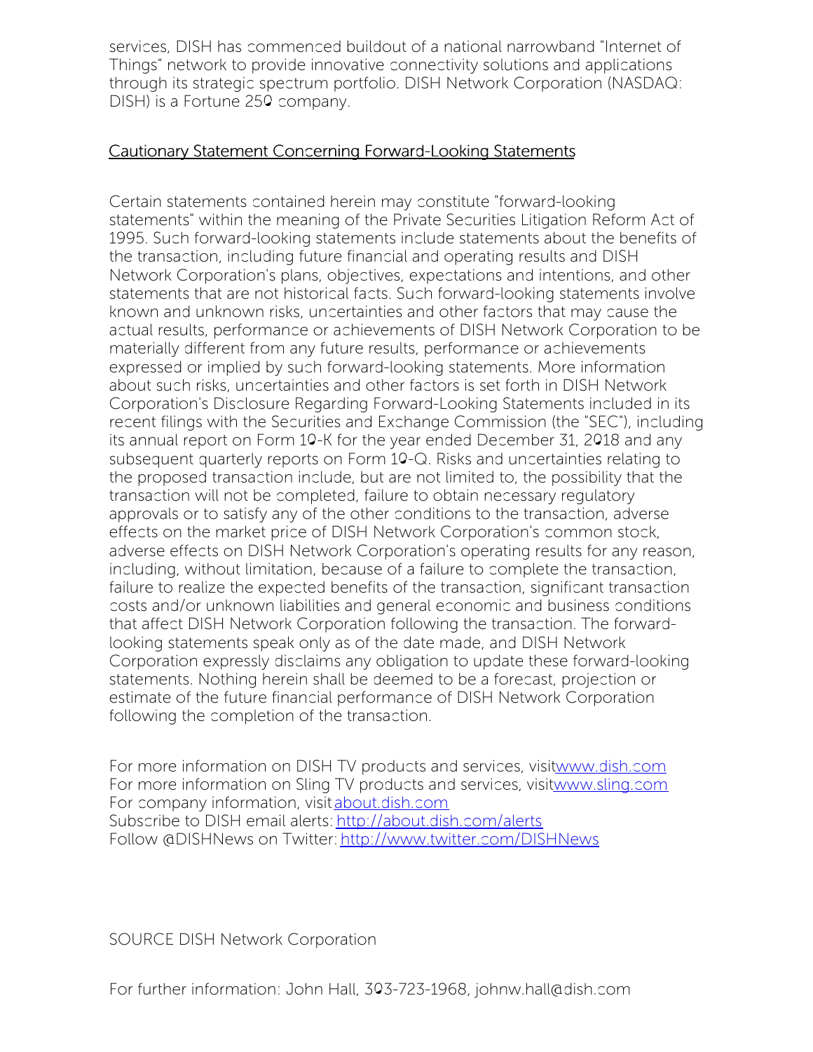services, DISH has commenced buildout of a national narrowband "Internet of Things" network to provide innovative connectivity solutions and applications through its strategic spectrum portfolio. DISH Network Corporation (NASDAQ: DISH) is a Fortune 250 company.

## Cautionary Statement Concerning Forward-Looking Statements

Certain statements contained herein may constitute "forward-looking statements" within the meaning of the Private Securities Litigation Reform Act of 1995. Such forward-looking statements include statements about the benefits of the transaction, including future financial and operating results and DISH Network Corporation's plans, objectives, expectations and intentions, and other statements that are not historical facts. Such forward-looking statements involve known and unknown risks, uncertainties and other factors that may cause the actual results, performance or achievements of DISH Network Corporation to be materially different from any future results, performance or achievements expressed or implied by such forward-looking statements. More information about such risks, uncertainties and other factors is set forth in DISH Network Corporation's Disclosure Regarding Forward-Looking Statements included in its recent filings with the Securities and Exchange Commission (the "SEC"), including its annual report on Form 10-K for the year ended December 31, 2018 and any subsequent quarterly reports on Form 10-Q. Risks and uncertainties relating to the proposed transaction include, but are not limited to, the possibility that the transaction will not be completed, failure to obtain necessary regulatory approvals or to satisfy any of the other conditions to the transaction, adverse effects on the market price of DISH Network Corporation's common stock, adverse effects on DISH Network Corporation's operating results for any reason, including, without limitation, because of a failure to complete the transaction, failure to realize the expected benefits of the transaction, significant transaction costs and/or unknown liabilities and general economic and business conditions that affect DISH Network Corporation following the transaction. The forward-looking statements speak only as of the date made, and DISH Network Corporation expressly disclaims any obligation to update these forward-looking statements. Nothing herein shall be deemed to be a forecast, projection or estimate of the future financial performance of DISH Network Corporation following the completion of the transaction.

For more information on DISH TV products and services, visit www.dish.com
For more information on Sling TV products and services, visit www.sling.com
For company information, visit about.dish.com
Subscribe to DISH email alerts: http://about.dish.com/alerts
Follow @DISHNews on Twitter: http://www.twitter.com/DISHNews

SOURCE DISH Network Corporation

For further information: John Hall, 303-723-1968, johnw.hall@dish.com